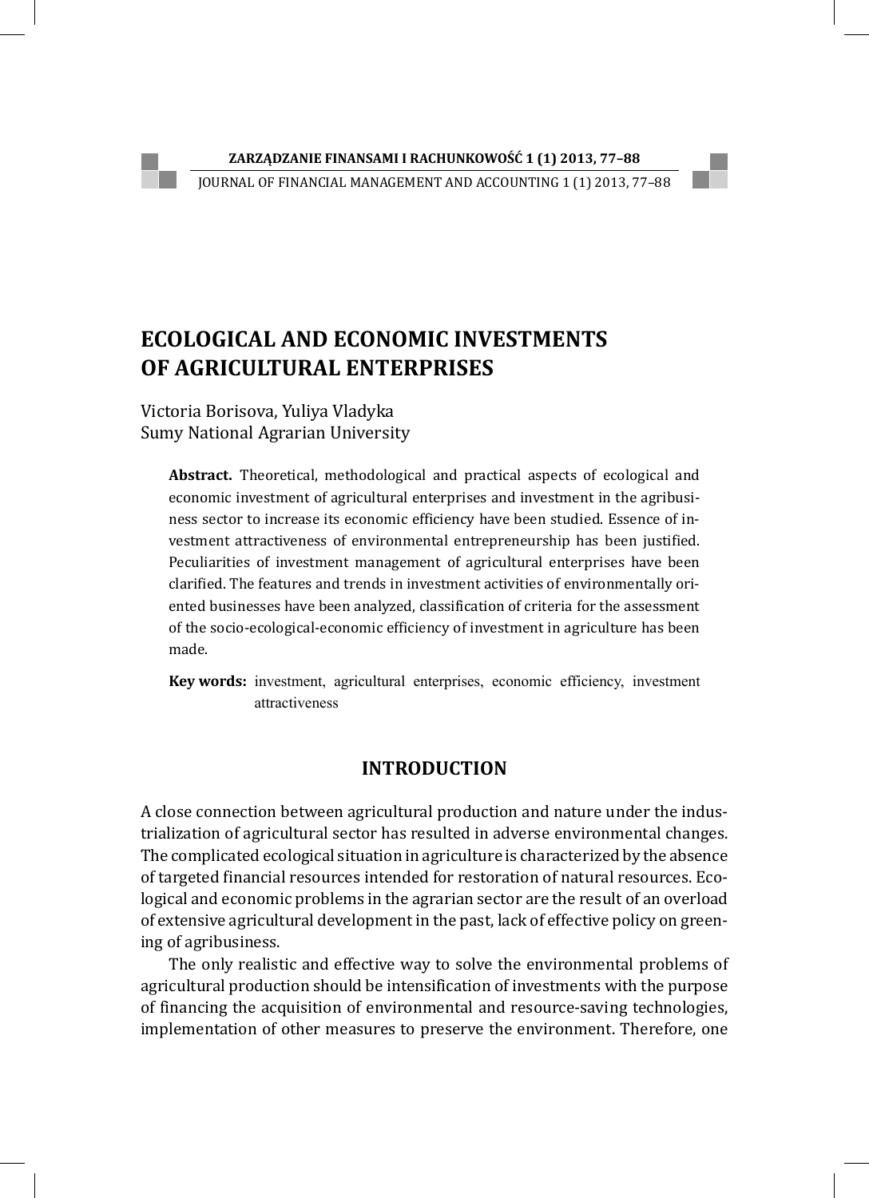# ECOLOGICAL AND ECONOMIC INVESTMENTS OF AGRICULTURAL ENTERPRISES

Victoria Borisova, Yuliya Vladyka
Sumy National Agrarian University

**Abstract.** Theoretical, methodological and practical aspects of ecological and economic investment of agricultural enterprises and investment in the agribusiness sector to increase its economic efficiency have been studied. Essence of investment attractiveness of environmental entrepreneurship has been justified. Peculiarities of investment management of agricultural enterprises have been clarified. The features and trends in investment activities of environmentally oriented businesses have been analyzed, classification of criteria for the assessment of the socio-ecological-economic efficiency of investment in agriculture has been made.

**Key words:** investment, agricultural enterprises, economic efficiency, investment attractiveness

## INTRODUCTION

A close connection between agricultural production and nature under the industrialization of agricultural sector has resulted in adverse environmental changes. The complicated ecological situation in agriculture is characterized by the absence of targeted financial resources intended for restoration of natural resources. Ecological and economic problems in the agrarian sector are the result of an overload of extensive agricultural development in the past, lack of effective policy on greening of agribusiness.

The only realistic and effective way to solve the environmental problems of agricultural production should be intensification of investments with the purpose of financing the acquisition of environmental and resource-saving technologies, implementation of other measures to preserve the environment. Therefore, one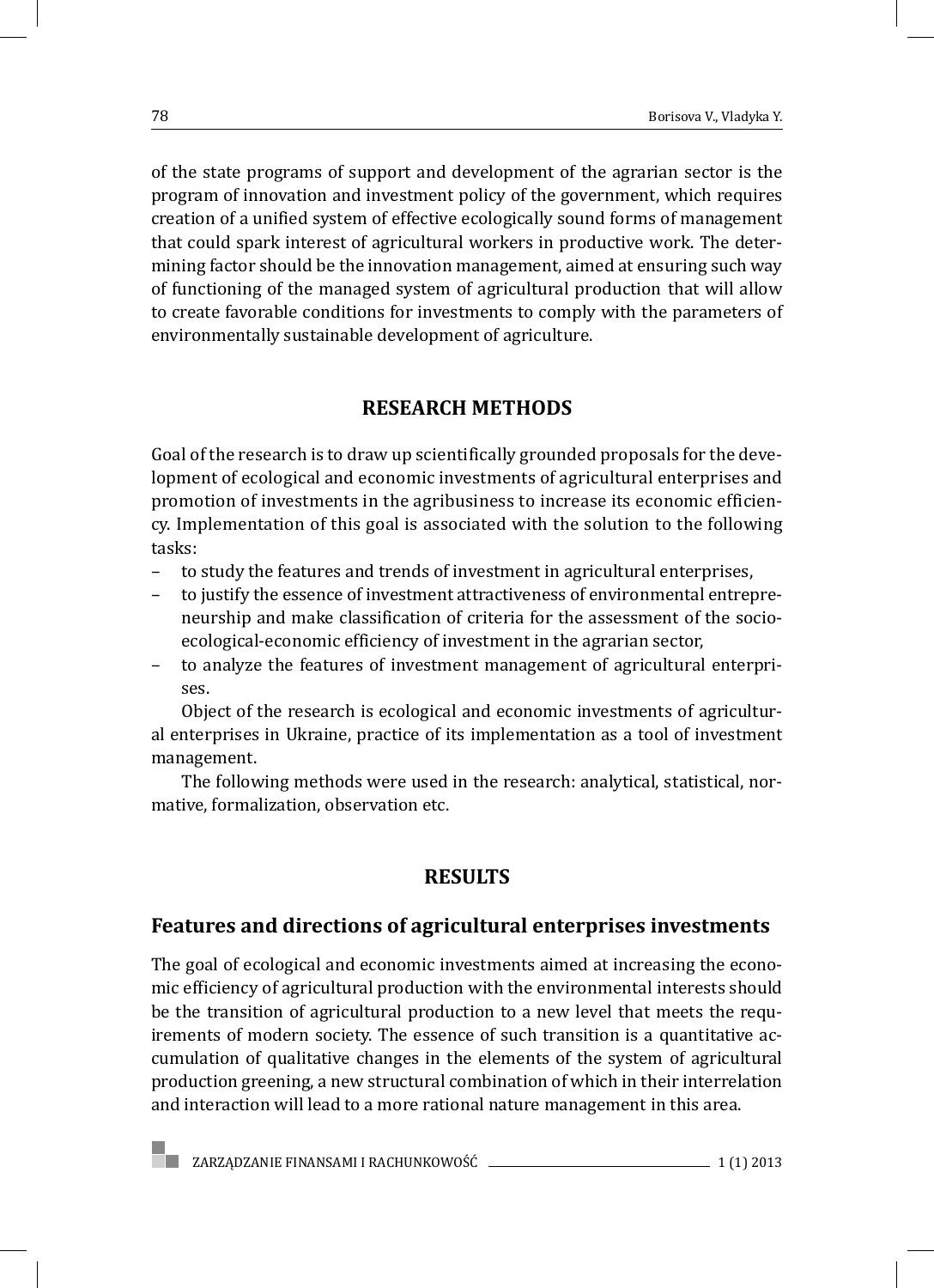of the state programs of support and development of the agrarian sector is the program of innovation and investment policy of the government, which requires creation of a unified system of effective ecologically sound forms of management that could spark interest of agricultural workers in productive work. The determining factor should be the innovation management, aimed at ensuring such way of functioning of the managed system of agricultural production that will allow to create favorable conditions for investments to comply with the parameters of environmentally sustainable development of agriculture.

## RESEARCH METHODS

Goal of the research is to draw up scientifically grounded proposals for the development of ecological and economic investments of agricultural enterprises and promotion of investments in the agribusiness to increase its economic efficiency. Implementation of this goal is associated with the solution to the following tasks:

- to study the features and trends of investment in agricultural enterprises,
- to justify the essence of investment attractiveness of environmental entrepreneurship and make classification of criteria for the assessment of the socio-ecological-economic efficiency of investment in the agrarian sector,
- to analyze the features of investment management of agricultural enterprises.

Object of the research is ecological and economic investments of agricultural enterprises in Ukraine, practice of its implementation as a tool of investment management.

The following methods were used in the research: analytical, statistical, normative, formalization, observation etc.

## RESULTS

### Features and directions of agricultural enterprises investments

The goal of ecological and economic investments aimed at increasing the economic efficiency of agricultural production with the environmental interests should be the transition of agricultural production to a new level that meets the requirements of modern society. The essence of such transition is a quantitative accumulation of qualitative changes in the elements of the system of agricultural production greening, a new structural combination of which in their interrelation and interaction will lead to a more rational nature management in this area.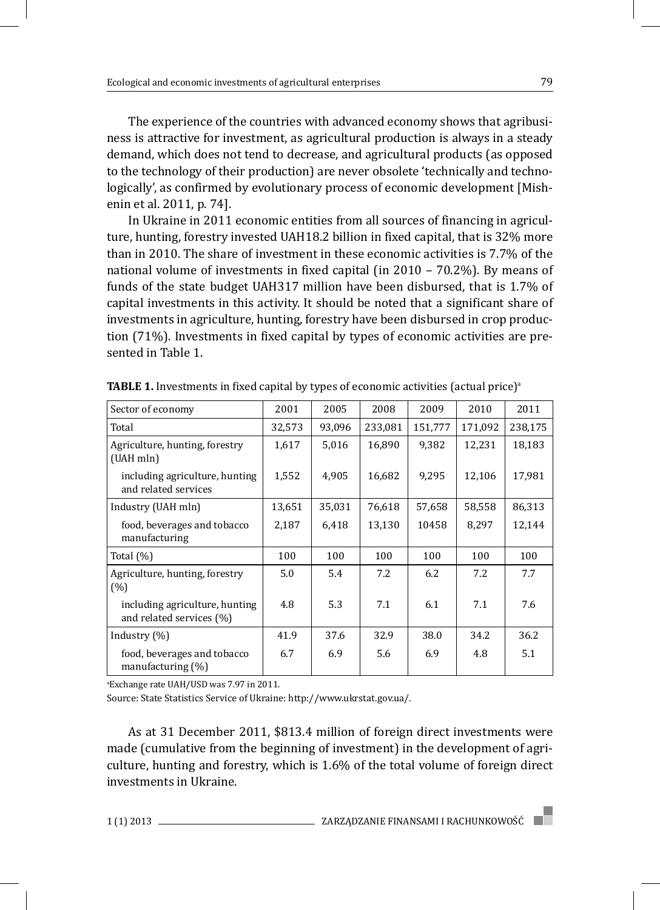The experience of the countries with advanced economy shows that agribusiness is attractive for investment, as agricultural production is always in a steady demand, which does not tend to decrease, and agricultural products (as opposed to the technology of their production) are never obsolete 'technically and technologically', as confirmed by evolutionary process of economic development [Mishenin et al. 2011, p. 74].

In Ukraine in 2011 economic entities from all sources of financing in agriculture, hunting, forestry invested UAH18.2 billion in fixed capital, that is 32% more than in 2010. The share of investment in these economic activities is 7.7% of the national volume of investments in fixed capital (in 2010 – 70.2%). By means of funds of the state budget UAH317 million have been disbursed, that is 1.7% of capital investments in this activity. It should be noted that a significant share of investments in agriculture, hunting, forestry have been disbursed in crop production (71%). Investments in fixed capital by types of economic activities are presented in Table 1.

**TABLE 1.** Investments in fixed capital by types of economic activities (actual price)[a]

| Sector of economy | 2001 | 2005 | 2008 | 2009 | 2010 | 2011 |
|---|---|---|---|---|---|---|
| Total | 32,573 | 93,096 | 233,081 | 151,777 | 171,092 | 238,175 |
| Agriculture, hunting, forestry (UAH mln) | 1,617 | 5,016 | 16,890 | 9,382 | 12,231 | 18,183 |
| including agriculture, hunting and related services | 1,552 | 4,905 | 16,682 | 9,295 | 12,106 | 17,981 |
| Industry (UAH mln) | 13,651 | 35,031 | 76,618 | 57,658 | 58,558 | 86,313 |
| food, beverages and tobacco manufacturing | 2,187 | 6,418 | 13,130 | 10458 | 8,297 | 12,144 |
| Total (%) | 100 | 100 | 100 | 100 | 100 | 100 |
| Agriculture, hunting, forestry (%) | 5.0 | 5.4 | 7.2 | 6.2 | 7.2 | 7.7 |
| including agriculture, hunting and related services (%) | 4.8 | 5.3 | 7.1 | 6.1 | 7.1 | 7.6 |
| Industry (%) | 41.9 | 37.6 | 32.9 | 38.0 | 34.2 | 36.2 |
| food, beverages and tobacco manufacturing (%) | 6.7 | 6.9 | 5.6 | 6.9 | 4.8 | 5.1 |

[a]Exchange rate UAH/USD was 7.97 in 2011.

Source: State Statistics Service of Ukraine: http://www.ukrstat.gov.ua/.

As at 31 December 2011, $813.4 million of foreign direct investments were made (cumulative from the beginning of investment) in the development of agriculture, hunting and forestry, which is 1.6% of the total volume of foreign direct investments in Ukraine.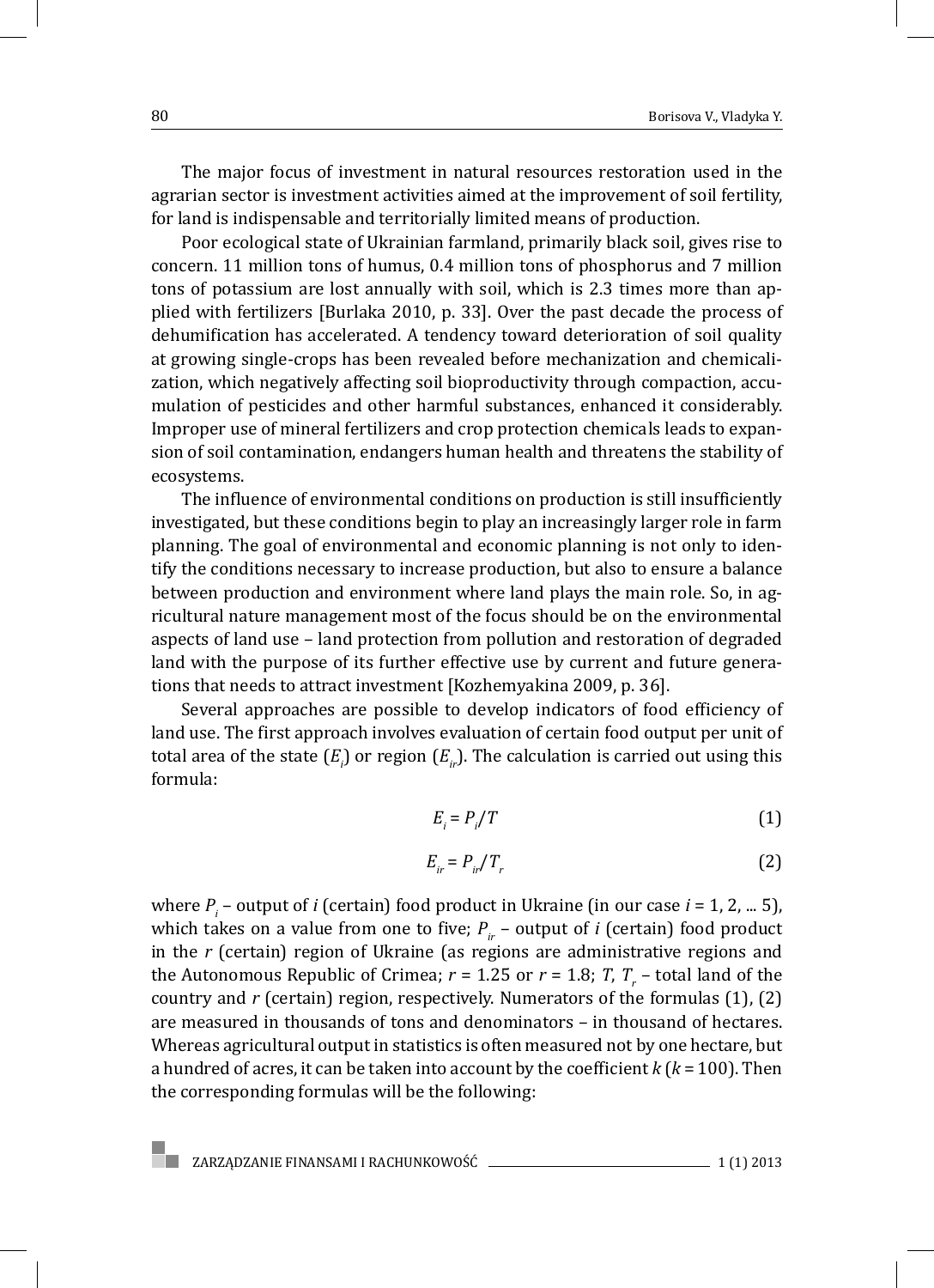The major focus of investment in natural resources restoration used in the agrarian sector is investment activities aimed at the improvement of soil fertility, for land is indispensable and territorially limited means of production.

Poor ecological state of Ukrainian farmland, primarily black soil, gives rise to concern. 11 million tons of humus, 0.4 million tons of phosphorus and 7 million tons of potassium are lost annually with soil, which is 2.3 times more than applied with fertilizers [Burlaka 2010, p. 33]. Over the past decade the process of dehumification has accelerated. A tendency toward deterioration of soil quality at growing single-crops has been revealed before mechanization and chemicalization, which negatively affecting soil bioproductivity through compaction, accumulation of pesticides and other harmful substances, enhanced it considerably. Improper use of mineral fertilizers and crop protection chemicals leads to expansion of soil contamination, endangers human health and threatens the stability of ecosystems.

The influence of environmental conditions on production is still insufficiently investigated, but these conditions begin to play an increasingly larger role in farm planning. The goal of environmental and economic planning is not only to identify the conditions necessary to increase production, but also to ensure a balance between production and environment where land plays the main role. So, in agricultural nature management most of the focus should be on the environmental aspects of land use – land protection from pollution and restoration of degraded land with the purpose of its further effective use by current and future generations that needs to attract investment [Kozhemyakina 2009, p. 36].

Several approaches are possible to develop indicators of food efficiency of land use. The first approach involves evaluation of certain food output per unit of total area of the state ($E_i$) or region ($E_{ir}$). The calculation is carried out using this formula:

$$E_i = P_i / T \tag{1}$$

$$E_{ir} = P_{ir} / T_r \tag{2}$$

where $P_i$ – output of $i$ (certain) food product in Ukraine (in our case $i$ = 1, 2, ... 5), which takes on a value from one to five; $P_{ir}$ – output of $i$ (certain) food product in the $r$ (certain) region of Ukraine (as regions are administrative regions and the Autonomous Republic of Crimea; $r$ = 1.25 or $r$ = 1.8; $T$, $T_r$ – total land of the country and $r$ (certain) region, respectively. Numerators of the formulas (1), (2) are measured in thousands of tons and denominators – in thousand of hectares. Whereas agricultural output in statistics is often measured not by one hectare, but a hundred of acres, it can be taken into account by the coefficient $k$ ($k$ = 100). Then the corresponding formulas will be the following: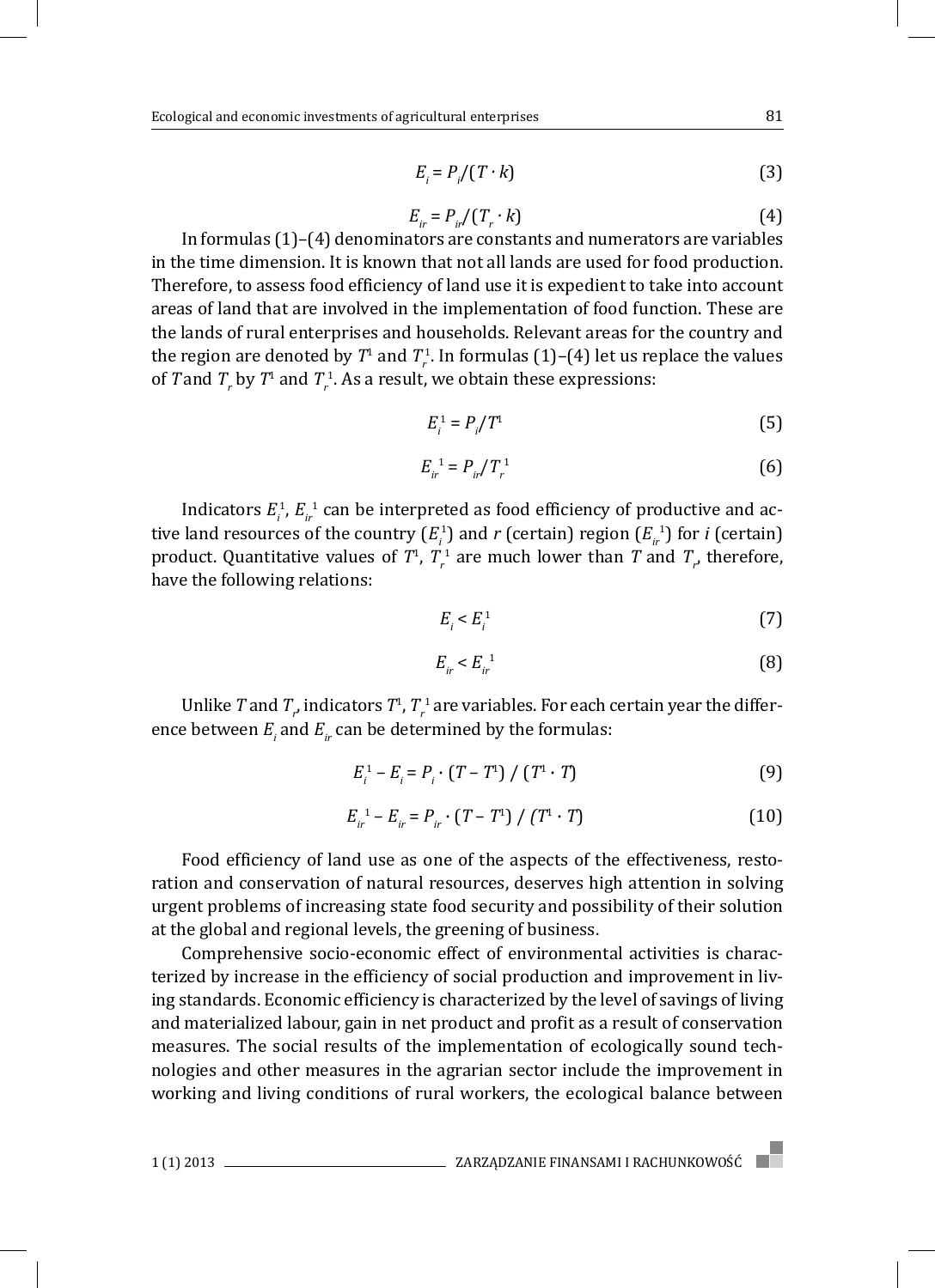$$E_i = P_i/(T \cdot k) \tag{3}$$

$$E_{ir} = P_{ir}/(T_r \cdot k) \tag{4}$$

In formulas (1)–(4) denominators are constants and numerators are variables in the time dimension. It is known that not all lands are used for food production. Therefore, to assess food efficiency of land use it is expedient to take into account areas of land that are involved in the implementation of food function. These are the lands of rural enterprises and households. Relevant areas for the country and the region are denoted by $T^1$ and $T_r^1$. In formulas (1)–(4) let us replace the values of $T$ and $T_r$ by $T^1$ and $T_r^1$. As a result, we obtain these expressions:

$$E_i^1 = P_i/T^1 \tag{5}$$

$$E_{ir}^{\ 1} = P_{ir}/T_r^{\ 1} \tag{6}$$

Indicators $E_i^1$, $E_{ir}^{\ 1}$ can be interpreted as food efficiency of productive and active land resources of the country ($E_i^1$) and $r$ (certain) region ($E_{ir}^{\ 1}$) for $i$ (certain) product. Quantitative values of $T^1$, $T_r^{\ 1}$ are much lower than $T$ and $T_r$, therefore, have the following relations:

$$E_i < E_i^1 \tag{7}$$

$$E_{ir} < E_{ir}^{\ 1} \tag{8}$$

Unlike $T$ and $T_r$, indicators $T^1$, $T_r^{\ 1}$ are variables. For each certain year the difference between $E_i$ and $E_{ir}$ can be determined by the formulas:

$$E_i^1 - E_i = P_i \cdot (T - T^1) \ / \ (T^1 \cdot T) \tag{9}$$

$$E_{ir}^{\ 1} - E_{ir} = P_{ir} \cdot (T - T^1) \ / \ (T^1 \cdot T) \tag{10}$$

Food efficiency of land use as one of the aspects of the effectiveness, restoration and conservation of natural resources, deserves high attention in solving urgent problems of increasing state food security and possibility of their solution at the global and regional levels, the greening of business.

Comprehensive socio-economic effect of environmental activities is characterized by increase in the efficiency of social production and improvement in living standards. Economic efficiency is characterized by the level of savings of living and materialized labour, gain in net product and profit as a result of conservation measures. The social results of the implementation of ecologically sound technologies and other measures in the agrarian sector include the improvement in working and living conditions of rural workers, the ecological balance between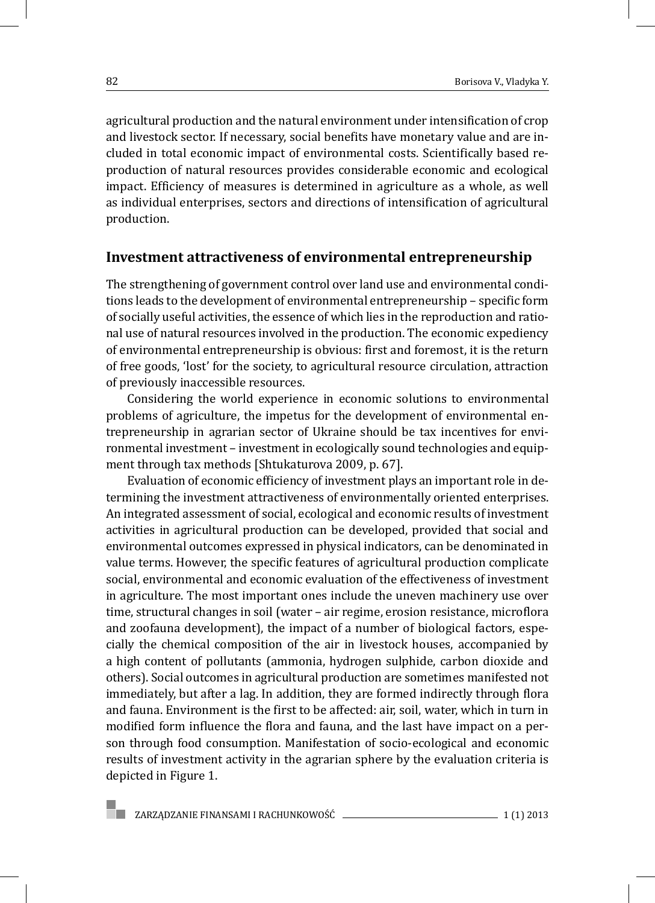agricultural production and the natural environment under intensification of crop and livestock sector. If necessary, social benefits have monetary value and are included in total economic impact of environmental costs. Scientifically based reproduction of natural resources provides considerable economic and ecological impact. Efficiency of measures is determined in agriculture as a whole, as well as individual enterprises, sectors and directions of intensification of agricultural production.

## Investment attractiveness of environmental entrepreneurship

The strengthening of government control over land use and environmental conditions leads to the development of environmental entrepreneurship – specific form of socially useful activities, the essence of which lies in the reproduction and rational use of natural resources involved in the production. The economic expediency of environmental entrepreneurship is obvious: first and foremost, it is the return of free goods, 'lost' for the society, to agricultural resource circulation, attraction of previously inaccessible resources.

Considering the world experience in economic solutions to environmental problems of agriculture, the impetus for the development of environmental entrepreneurship in agrarian sector of Ukraine should be tax incentives for environmental investment – investment in ecologically sound technologies and equipment through tax methods [Shtukaturova 2009, p. 67].

Evaluation of economic efficiency of investment plays an important role in determining the investment attractiveness of environmentally oriented enterprises. An integrated assessment of social, ecological and economic results of investment activities in agricultural production can be developed, provided that social and environmental outcomes expressed in physical indicators, can be denominated in value terms. However, the specific features of agricultural production complicate social, environmental and economic evaluation of the effectiveness of investment in agriculture. The most important ones include the uneven machinery use over time, structural changes in soil (water – air regime, erosion resistance, microflora and zoofauna development), the impact of a number of biological factors, especially the chemical composition of the air in livestock houses, accompanied by a high content of pollutants (ammonia, hydrogen sulphide, carbon dioxide and others). Social outcomes in agricultural production are sometimes manifested not immediately, but after a lag. In addition, they are formed indirectly through flora and fauna. Environment is the first to be affected: air, soil, water, which in turn in modified form influence the flora and fauna, and the last have impact on a person through food consumption. Manifestation of socio-ecological and economic results of investment activity in the agrarian sphere by the evaluation criteria is depicted in Figure 1.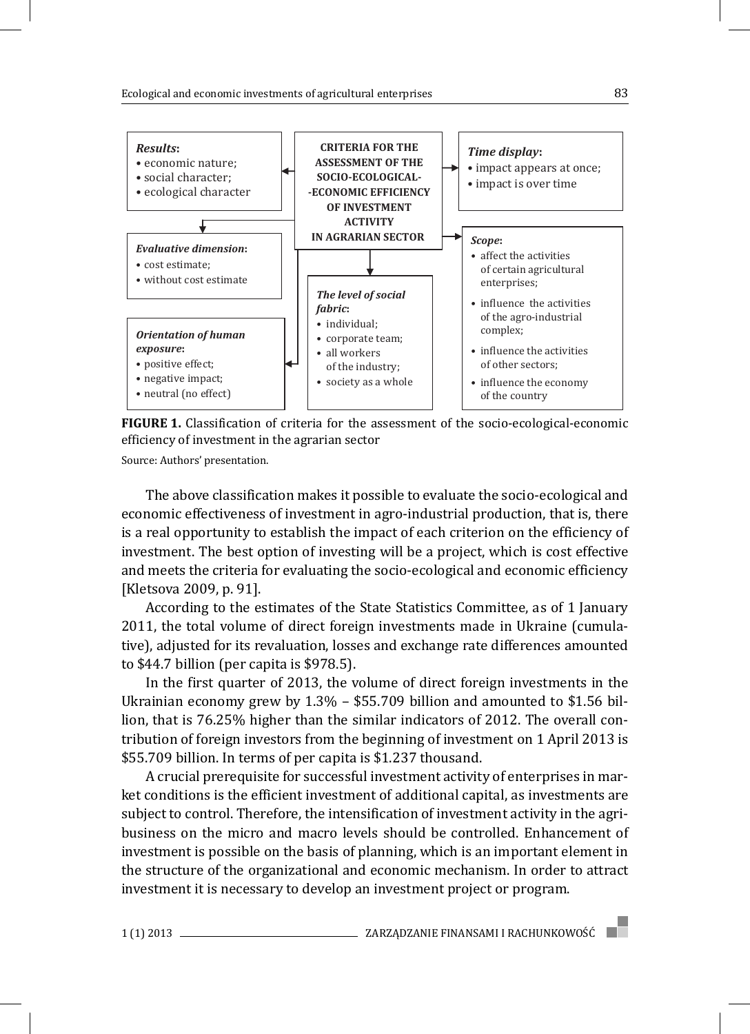**CRITERIA FOR THE ASSESSMENT OF THE SOCIO-ECOLOGICAL-ECONOMIC EFFICIENCY OF INVESTMENT ACTIVITY IN AGRARIAN SECTOR**

*Results*:
- economic nature;
- social character;
- ecological character

*Time display*:
- impact appears at once;
- impact is over time

*Evaluative dimension*:
- cost estimate;
- without cost estimate

*Scope*:
- affect the activities of certain agricultural enterprises;
- influence the activities of the agro-industrial complex;
- influence the activities of other sectors;
- influence the economy of the country

*The level of social fabric*:
- individual;
- corporate team;
- all workers of the industry;
- society as a whole

*Orientation of human exposure*:
- positive effect;
- negative impact;
- neutral (no effect)

**FIGURE 1.** Classification of criteria for the assessment of the socio-ecological-economic efficiency of investment in the agrarian sector

Source: Authors' presentation.

The above classification makes it possible to evaluate the socio-ecological and economic effectiveness of investment in agro-industrial production, that is, there is a real opportunity to establish the impact of each criterion on the efficiency of investment. The best option of investing will be a project, which is cost effective and meets the criteria for evaluating the socio-ecological and economic efficiency [Kletsova 2009, p. 91].

According to the estimates of the State Statistics Committee, as of 1 January 2011, the total volume of direct foreign investments made in Ukraine (cumulative), adjusted for its revaluation, losses and exchange rate differences amounted to $44.7 billion (per capita is $978.5).

In the first quarter of 2013, the volume of direct foreign investments in the Ukrainian economy grew by 1.3% – $55.709 billion and amounted to $1.56 billion, that is 76.25% higher than the similar indicators of 2012. The overall contribution of foreign investors from the beginning of investment on 1 April 2013 is $55.709 billion. In terms of per capita is $1.237 thousand.

A crucial prerequisite for successful investment activity of enterprises in market conditions is the efficient investment of additional capital, as investments are subject to control. Therefore, the intensification of investment activity in the agribusiness on the micro and macro levels should be controlled. Enhancement of investment is possible on the basis of planning, which is an important element in the structure of the organizational and economic mechanism. In order to attract investment it is necessary to develop an investment project or program.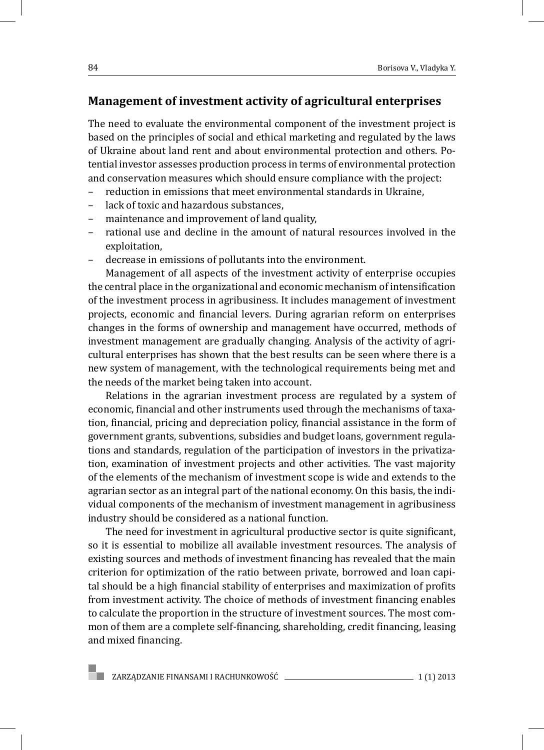## Management of investment activity of agricultural enterprises

The need to evaluate the environmental component of the investment project is based on the principles of social and ethical marketing and regulated by the laws of Ukraine about land rent and about environmental protection and others. Potential investor assesses production process in terms of environmental protection and conservation measures which should ensure compliance with the project:

- reduction in emissions that meet environmental standards in Ukraine,
- lack of toxic and hazardous substances,
- maintenance and improvement of land quality,
- rational use and decline in the amount of natural resources involved in the exploitation,
- decrease in emissions of pollutants into the environment.

Management of all aspects of the investment activity of enterprise occupies the central place in the organizational and economic mechanism of intensification of the investment process in agribusiness. It includes management of investment projects, economic and financial levers. During agrarian reform on enterprises changes in the forms of ownership and management have occurred, methods of investment management are gradually changing. Analysis of the activity of agricultural enterprises has shown that the best results can be seen where there is a new system of management, with the technological requirements being met and the needs of the market being taken into account.

Relations in the agrarian investment process are regulated by a system of economic, financial and other instruments used through the mechanisms of taxation, financial, pricing and depreciation policy, financial assistance in the form of government grants, subventions, subsidies and budget loans, government regulations and standards, regulation of the participation of investors in the privatization, examination of investment projects and other activities. The vast majority of the elements of the mechanism of investment scope is wide and extends to the agrarian sector as an integral part of the national economy. On this basis, the individual components of the mechanism of investment management in agribusiness industry should be considered as a national function.

The need for investment in agricultural productive sector is quite significant, so it is essential to mobilize all available investment resources. The analysis of existing sources and methods of investment financing has revealed that the main criterion for optimization of the ratio between private, borrowed and loan capital should be a high financial stability of enterprises and maximization of profits from investment activity. The choice of methods of investment financing enables to calculate the proportion in the structure of investment sources. The most common of them are a complete self-financing, shareholding, credit financing, leasing and mixed financing.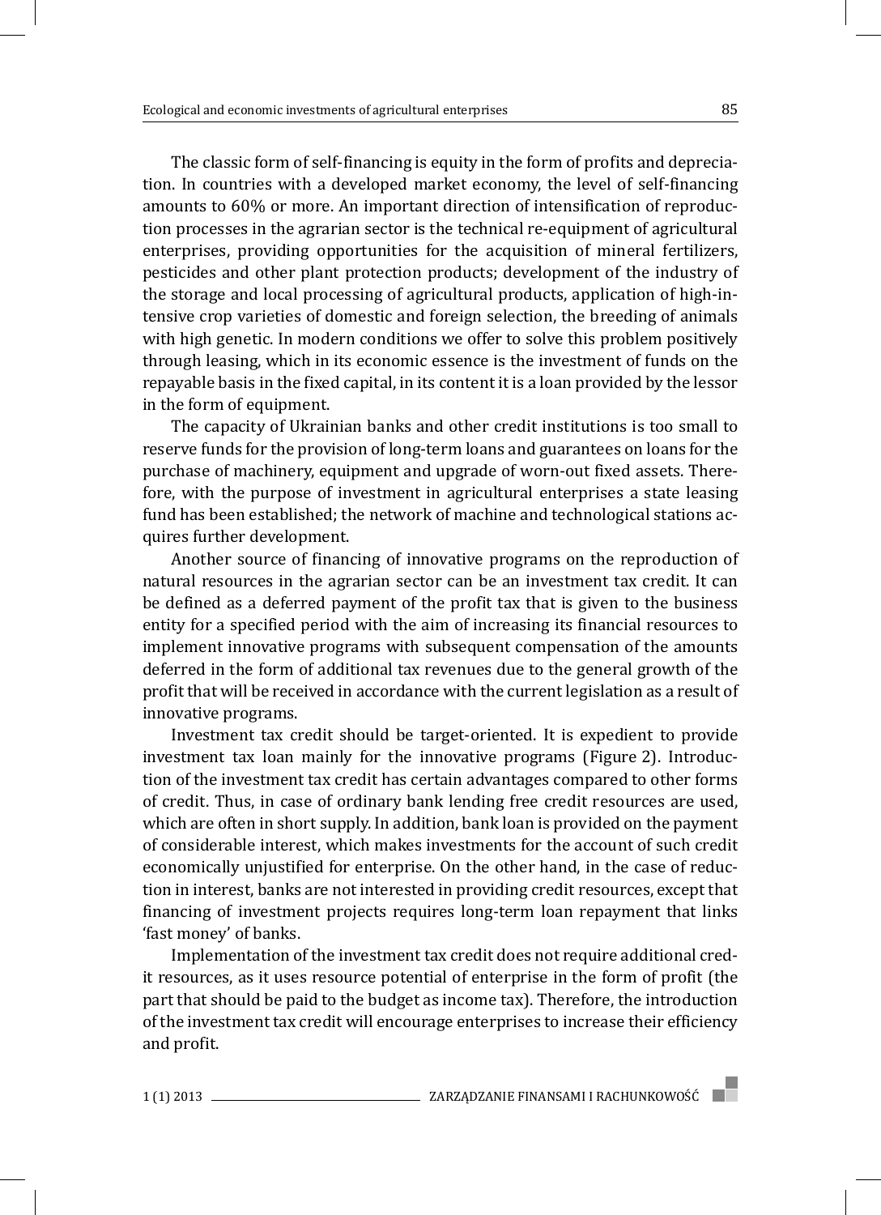The classic form of self-financing is equity in the form of profits and depreciation. In countries with a developed market economy, the level of self-financing amounts to 60% or more. An important direction of intensification of reproduction processes in the agrarian sector is the technical re-equipment of agricultural enterprises, providing opportunities for the acquisition of mineral fertilizers, pesticides and other plant protection products; development of the industry of the storage and local processing of agricultural products, application of high-intensive crop varieties of domestic and foreign selection, the breeding of animals with high genetic. In modern conditions we offer to solve this problem positively through leasing, which in its economic essence is the investment of funds on the repayable basis in the fixed capital, in its content it is a loan provided by the lessor in the form of equipment.

The capacity of Ukrainian banks and other credit institutions is too small to reserve funds for the provision of long-term loans and guarantees on loans for the purchase of machinery, equipment and upgrade of worn-out fixed assets. Therefore, with the purpose of investment in agricultural enterprises a state leasing fund has been established; the network of machine and technological stations acquires further development.

Another source of financing of innovative programs on the reproduction of natural resources in the agrarian sector can be an investment tax credit. It can be defined as a deferred payment of the profit tax that is given to the business entity for a specified period with the aim of increasing its financial resources to implement innovative programs with subsequent compensation of the amounts deferred in the form of additional tax revenues due to the general growth of the profit that will be received in accordance with the current legislation as a result of innovative programs.

Investment tax credit should be target-oriented. It is expedient to provide investment tax loan mainly for the innovative programs (Figure 2). Introduction of the investment tax credit has certain advantages compared to other forms of credit. Thus, in case of ordinary bank lending free credit resources are used, which are often in short supply. In addition, bank loan is provided on the payment of considerable interest, which makes investments for the account of such credit economically unjustified for enterprise. On the other hand, in the case of reduction in interest, banks are not interested in providing credit resources, except that financing of investment projects requires long-term loan repayment that links 'fast money' of banks.

Implementation of the investment tax credit does not require additional credit resources, as it uses resource potential of enterprise in the form of profit (the part that should be paid to the budget as income tax). Therefore, the introduction of the investment tax credit will encourage enterprises to increase their efficiency and profit.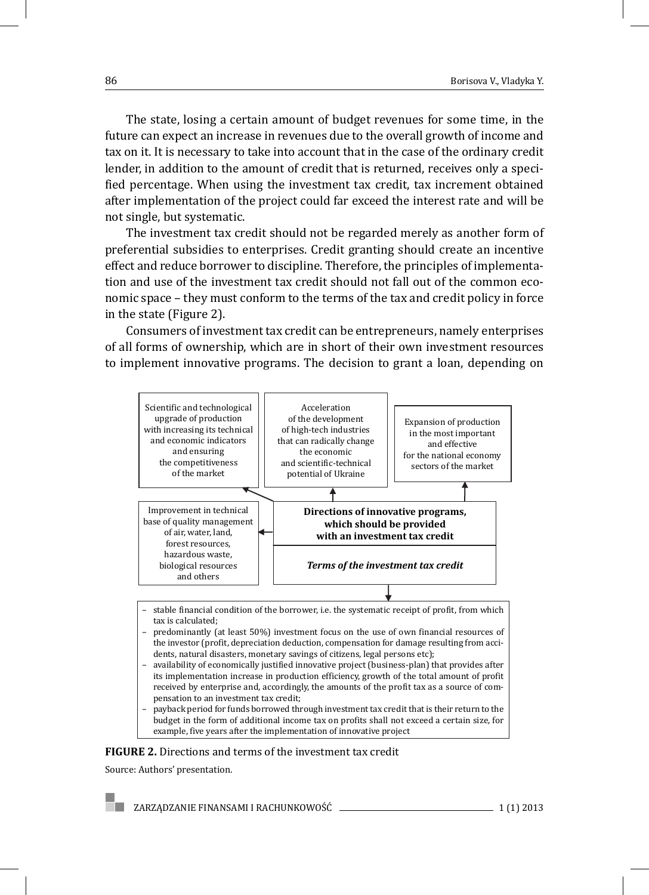The state, losing a certain amount of budget revenues for some time, in the future can expect an increase in revenues due to the overall growth of income and tax on it. It is necessary to take into account that in the case of the ordinary credit lender, in addition to the amount of credit that is returned, receives only a specified percentage. When using the investment tax credit, tax increment obtained after implementation of the project could far exceed the interest rate and will be not single, but systematic.

The investment tax credit should not be regarded merely as another form of preferential subsidies to enterprises. Credit granting should create an incentive effect and reduce borrower to discipline. Therefore, the principles of implementation and use of the investment tax credit should not fall out of the common economic space – they must conform to the terms of the tax and credit policy in force in the state (Figure 2).

Consumers of investment tax credit can be entrepreneurs, namely enterprises of all forms of ownership, which are in short of their own investment resources to implement innovative programs. The decision to grant a loan, depending on

**Directions of innovative programs, which should be provided with an investment tax credit**

- Scientific and technological upgrade of production with increasing its technical and economic indicators and ensuring the competitiveness of the market
- Acceleration of the development of high-tech industries that can radically change the economic and scientific-technical potential of Ukraine
- Expansion of production in the most important and effective for the national economy sectors of the market
- Improvement in technical base of quality management of air, water, land, forest resources, hazardous waste, biological resources and others

***Terms of the investment tax credit***

- stable financial condition of the borrower, i.e. the systematic receipt of profit, from which tax is calculated;
- predominantly (at least 50%) investment focus on the use of own financial resources of the investor (profit, depreciation deduction, compensation for damage resulting from accidents, natural disasters, monetary savings of citizens, legal persons etc);
- availability of economically justified innovative project (business-plan) that provides after its implementation increase in production efficiency, growth of the total amount of profit received by enterprise and, accordingly, the amounts of the profit tax as a source of compensation to an investment tax credit;
- payback period for funds borrowed through investment tax credit that is their return to the budget in the form of additional income tax on profits shall not exceed a certain size, for example, five years after the implementation of innovative project

**FIGURE 2.** Directions and terms of the investment tax credit

Source: Authors' presentation.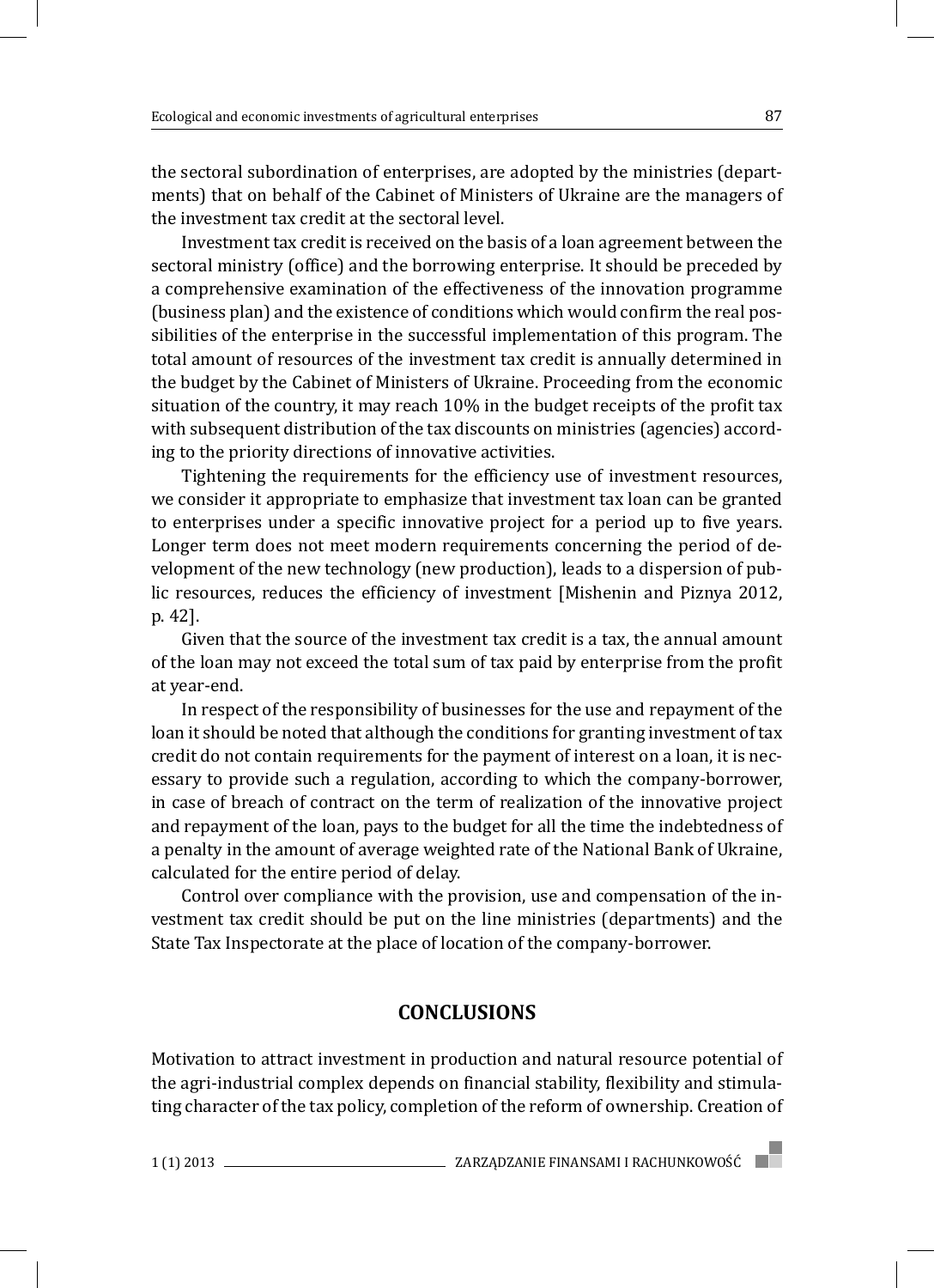the sectoral subordination of enterprises, are adopted by the ministries (departments) that on behalf of the Cabinet of Ministers of Ukraine are the managers of the investment tax credit at the sectoral level.

Investment tax credit is received on the basis of a loan agreement between the sectoral ministry (office) and the borrowing enterprise. It should be preceded by a comprehensive examination of the effectiveness of the innovation programme (business plan) and the existence of conditions which would confirm the real possibilities of the enterprise in the successful implementation of this program. The total amount of resources of the investment tax credit is annually determined in the budget by the Cabinet of Ministers of Ukraine. Proceeding from the economic situation of the country, it may reach 10% in the budget receipts of the profit tax with subsequent distribution of the tax discounts on ministries (agencies) according to the priority directions of innovative activities.

Tightening the requirements for the efficiency use of investment resources, we consider it appropriate to emphasize that investment tax loan can be granted to enterprises under a specific innovative project for a period up to five years. Longer term does not meet modern requirements concerning the period of development of the new technology (new production), leads to a dispersion of public resources, reduces the efficiency of investment [Mishenin and Piznya 2012, p. 42].

Given that the source of the investment tax credit is a tax, the annual amount of the loan may not exceed the total sum of tax paid by enterprise from the profit at year-end.

In respect of the responsibility of businesses for the use and repayment of the loan it should be noted that although the conditions for granting investment of tax credit do not contain requirements for the payment of interest on a loan, it is necessary to provide such a regulation, according to which the company-borrower, in case of breach of contract on the term of realization of the innovative project and repayment of the loan, pays to the budget for all the time the indebtedness of a penalty in the amount of average weighted rate of the National Bank of Ukraine, calculated for the entire period of delay.

Control over compliance with the provision, use and compensation of the investment tax credit should be put on the line ministries (departments) and the State Tax Inspectorate at the place of location of the company-borrower.

## CONCLUSIONS

Motivation to attract investment in production and natural resource potential of the agri-industrial complex depends on financial stability, flexibility and stimulating character of the tax policy, completion of the reform of ownership. Creation of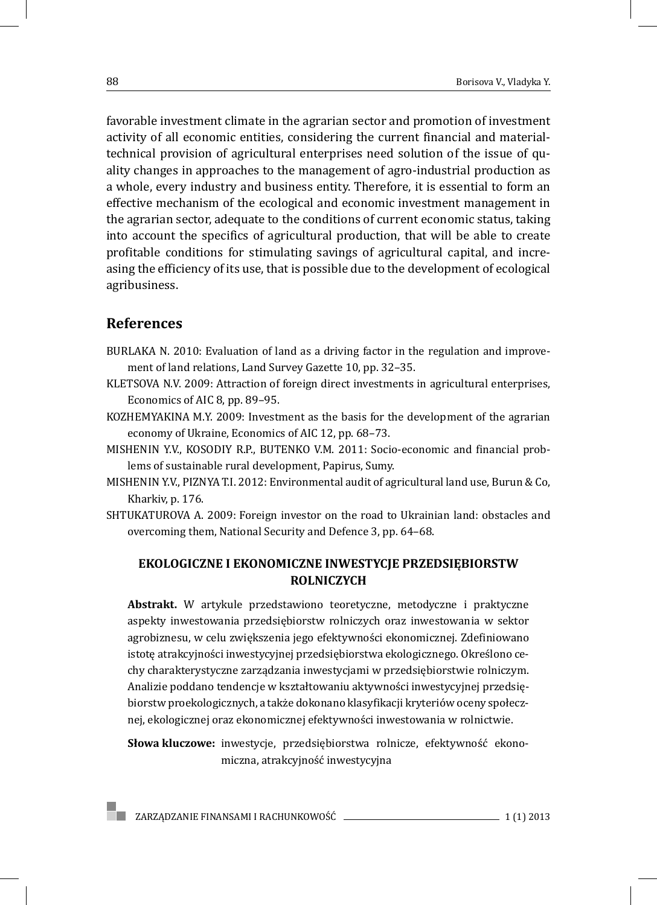favorable investment climate in the agrarian sector and promotion of investment activity of all economic entities, considering the current financial and material-technical provision of agricultural enterprises need solution of the issue of quality changes in approaches to the management of agro-industrial production as a whole, every industry and business entity. Therefore, it is essential to form an effective mechanism of the ecological and economic investment management in the agrarian sector, adequate to the conditions of current economic status, taking into account the specifics of agricultural production, that will be able to create profitable conditions for stimulating savings of agricultural capital, and increasing the efficiency of its use, that is possible due to the development of ecological agribusiness.

## References

BURLAKA N. 2010: Evaluation of land as a driving factor in the regulation and improvement of land relations, Land Survey Gazette 10, pp. 32–35.

KLETSOVA N.V. 2009: Attraction of foreign direct investments in agricultural enterprises, Economics of AIC 8, pp. 89–95.

KOZHEMYAKINA M.Y. 2009: Investment as the basis for the development of the agrarian economy of Ukraine, Economics of AIC 12, pp. 68–73.

MISHENIN Y.V., KOSODIY R.P., BUTENKO V.M. 2011: Socio-economic and financial problems of sustainable rural development, Papirus, Sumy.

MISHENIN Y.V., PIZNYA T.I. 2012: Environmental audit of agricultural land use, Burun & Co, Kharkiv, p. 176.

SHTUKATUROVA A. 2009: Foreign investor on the road to Ukrainian land: obstacles and overcoming them, National Security and Defence 3, pp. 64–68.

### EKOLOGICZNE I EKONOMICZNE INWESTYCJE PRZEDSIĘBIORSTW ROLNICZYCH

**Abstrakt.** W artykule przedstawiono teoretyczne, metodyczne i praktyczne aspekty inwestowania przedsiębiorstw rolniczych oraz inwestowania w sektor agrobiznesu, w celu zwiększenia jego efektywności ekonomicznej. Zdefiniowano istotę atrakcyjności inwestycyjnej przedsiębiorstwa ekologicznego. Określono cechy charakterystyczne zarządzania inwestycjami w przedsiębiorstwie rolniczym. Analizie poddano tendencje w kształtowaniu aktywności inwestycyjnej przedsiębiorstw proekologicznych, a także dokonano klasyfikacji kryteriów oceny społecznej, ekologicznej oraz ekonomicznej efektywności inwestowania w rolnictwie.

**Słowa kluczowe:** inwestycje, przedsiębiorstwa rolnicze, efektywność ekonomiczna, atrakcyjność inwestycyjna